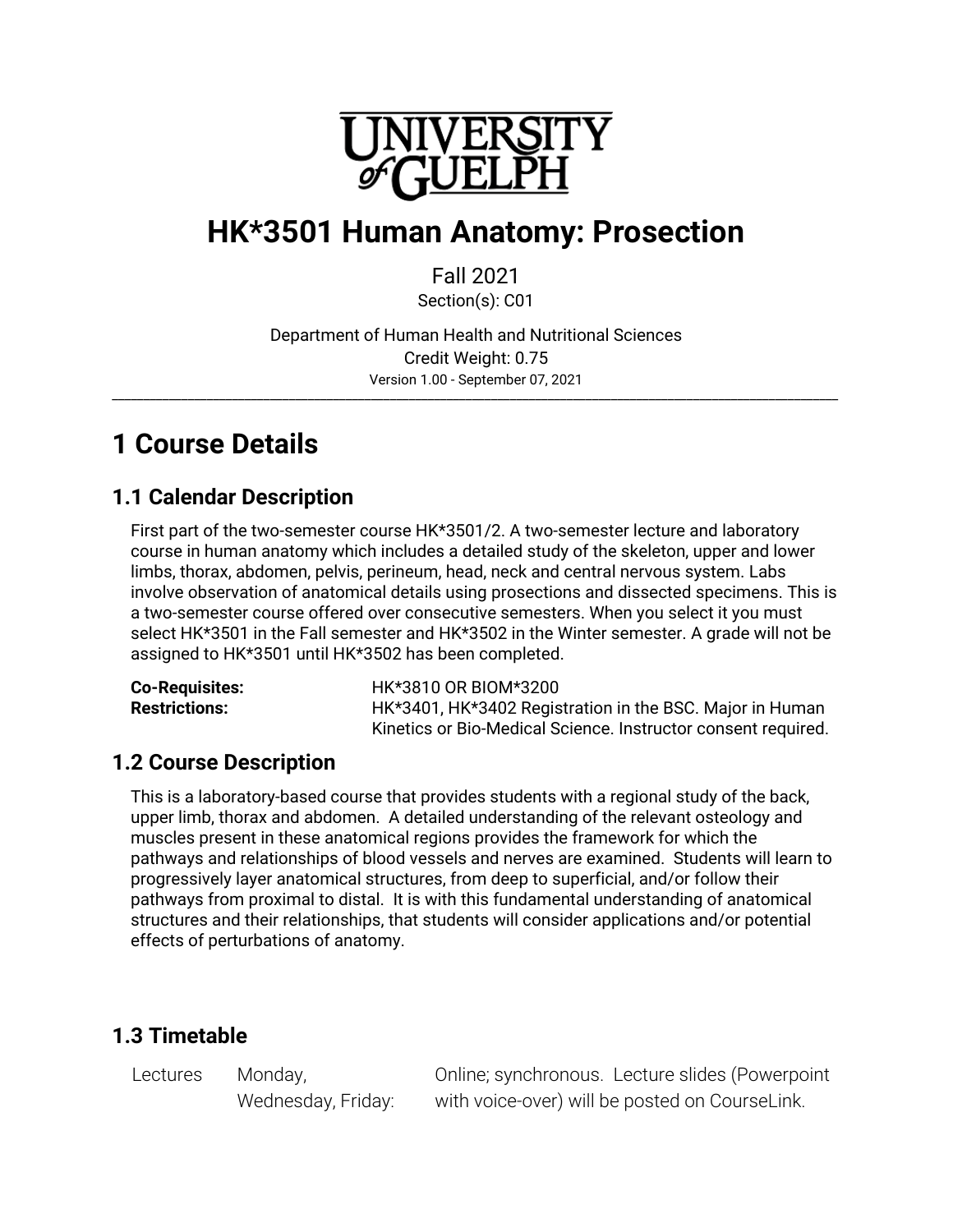# HK*3501 Human Anatomy: Prosection

Fall 2021

Section(s): C01

Department of Human Health and Nutritional Sciences

Credit Weight: 0.75

Version 1.00 - September 07, 2021

---

# 1 Course Details

## 1.1 Calendar Description

First part of the two-semester course HK*3501/2. A two-semester lecture and laboratory course in human anatomy which includes a detailed study of the skeleton, upper and lower limbs, thorax, abdomen, pelvis, perineum, head, neck and central nervous system. Labs involve observation of anatomical details using prosections and dissected specimens. This is a two-semester course offered over consecutive semesters. When you select it you must select HK*3501 in the Fall semester and HK*3502 in the Winter semester. A grade will not be assigned to HK*3501 until HK*3502 has been completed.

| | |
|---|---|
| **Co-Requisites:** | HK*3810 OR BIOM*3200 |
| **Restrictions:** | HK*3401, HK*3402 Registration in the BSC. Major in Human Kinetics or Bio-Medical Science. Instructor consent required. |

## 1.2 Course Description

This is a laboratory-based course that provides students with a regional study of the back, upper limb, thorax and abdomen. A detailed understanding of the relevant osteology and muscles present in these anatomical regions provides the framework for which the pathways and relationships of blood vessels and nerves are examined. Students will learn to progressively layer anatomical structures, from deep to superficial, and/or follow their pathways from proximal to distal. It is with this fundamental understanding of anatomical structures and their relationships, that students will consider applications and/or potential effects of perturbations of anatomy.

## 1.3 Timetable

| | | |
|---|---|---|
| Lectures | Monday, Wednesday, Friday: | Online; synchronous. Lecture slides (Powerpoint with voice-over) will be posted on CourseLink. |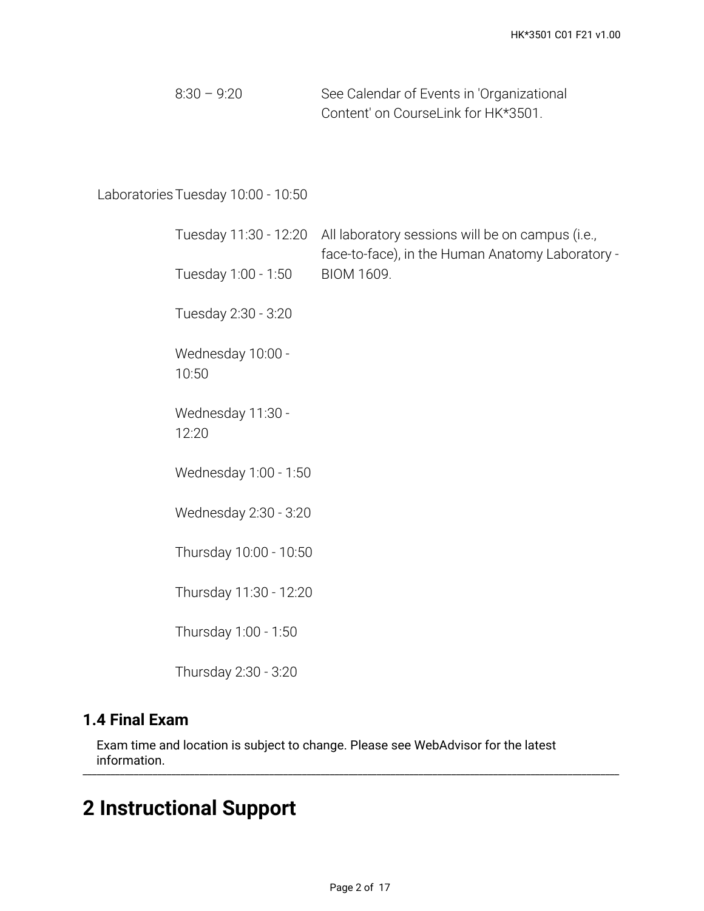| | | |
|---|---|---|
| | 8:30 – 9:20 | See Calendar of Events in 'Organizational Content' on CourseLink for HK*3501. |
| Laboratories | Tuesday 10:00 - 10:50 | |
| | Tuesday 11:30 - 12:20 | All laboratory sessions will be on campus (i.e., face-to-face), in the Human Anatomy Laboratory - BIOM 1609. |
| | Tuesday 1:00 - 1:50 | |
| | Tuesday 2:30 - 3:20 | |
| | Wednesday 10:00 - 10:50 | |
| | Wednesday 11:30 - 12:20 | |
| | Wednesday 1:00 - 1:50 | |
| | Wednesday 2:30 - 3:20 | |
| | Thursday 10:00 - 10:50 | |
| | Thursday 11:30 - 12:20 | |
| | Thursday 1:00 - 1:50 | |
| | Thursday 2:30 - 3:20 | |

### 1.4 Final Exam

Exam time and location is subject to change. Please see WebAdvisor for the latest information.

---

# 2 Instructional Support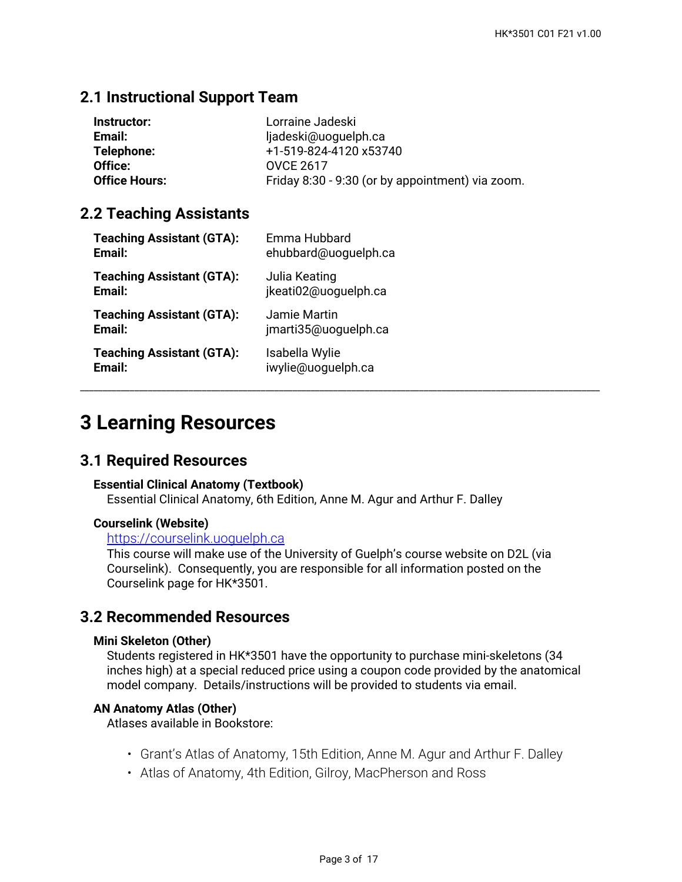## 2.1 Instructional Support Team

| | |
|---|---|
| **Instructor:** | Lorraine Jadeski |
| **Email:** | ljadeski@uoguelph.ca |
| **Telephone:** | +1-519-824-4120 x53740 |
| **Office:** | OVCE 2617 |
| **Office Hours:** | Friday 8:30 - 9:30 (or by appointment) via zoom. |

## 2.2 Teaching Assistants

| | |
|---|---|
| **Teaching Assistant (GTA):** | Emma Hubbard |
| **Email:** | ehubbard@uoguelph.ca |
| **Teaching Assistant (GTA):** | Julia Keating |
| **Email:** | jkeati02@uoguelph.ca |
| **Teaching Assistant (GTA):** | Jamie Martin |
| **Email:** | jmarti35@uoguelph.ca |
| **Teaching Assistant (GTA):** | Isabella Wylie |
| **Email:** | iwylie@uoguelph.ca |

---

# 3 Learning Resources

## 3.1 Required Resources

**Essential Clinical Anatomy (Textbook)**

Essential Clinical Anatomy, 6th Edition, Anne M. Agur and Arthur F. Dalley

**Courselink (Website)**

https://courselink.uoguelph.ca

This course will make use of the University of Guelph's course website on D2L (via Courselink). Consequently, you are responsible for all information posted on the Courselink page for HK*3501.

## 3.2 Recommended Resources

**Mini Skeleton (Other)**

Students registered in HK*3501 have the opportunity to purchase mini-skeletons (34 inches high) at a special reduced price using a coupon code provided by the anatomical model company. Details/instructions will be provided to students via email.

**AN Anatomy Atlas (Other)**

Atlases available in Bookstore:

- Grant's Atlas of Anatomy, 15th Edition, Anne M. Agur and Arthur F. Dalley
- Atlas of Anatomy, 4th Edition, Gilroy, MacPherson and Ross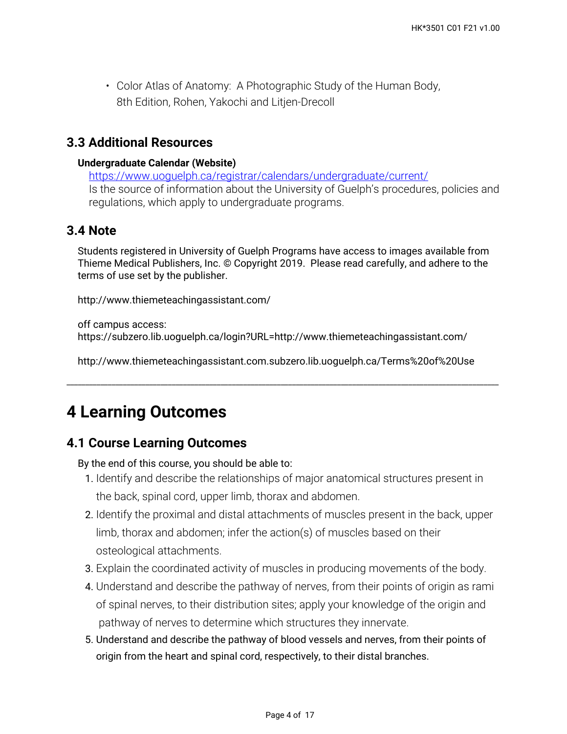- Color Atlas of Anatomy: A Photographic Study of the Human Body, 8th Edition, Rohen, Yakochi and Litjen-Drecoll

## 3.3 Additional Resources

**Undergraduate Calendar (Website)**
[https://www.uoguelph.ca/registrar/calendars/undergraduate/current/](https://www.uoguelph.ca/registrar/calendars/undergraduate/current/)
Is the source of information about the University of Guelph's procedures, policies and regulations, which apply to undergraduate programs.

## 3.4 Note

Students registered in University of Guelph Programs have access to images available from Thieme Medical Publishers, Inc. © Copyright 2019. Please read carefully, and adhere to the terms of use set by the publisher.

http://www.thiemeteachingassistant.com/

off campus access:
https://subzero.lib.uoguelph.ca/login?URL=http://www.thiemeteachingassistant.com/

http://www.thiemeteachingassistant.com.subzero.lib.uoguelph.ca/Terms%20of%20Use

---

# 4 Learning Outcomes

## 4.1 Course Learning Outcomes

By the end of this course, you should be able to:

1. Identify and describe the relationships of major anatomical structures present in the back, spinal cord, upper limb, thorax and abdomen.
2. Identify the proximal and distal attachments of muscles present in the back, upper limb, thorax and abdomen; infer the action(s) of muscles based on their osteological attachments.
3. Explain the coordinated activity of muscles in producing movements of the body.
4. Understand and describe the pathway of nerves, from their points of origin as rami of spinal nerves, to their distribution sites; apply your knowledge of the origin and pathway of nerves to determine which structures they innervate.
5. Understand and describe the pathway of blood vessels and nerves, from their points of origin from the heart and spinal cord, respectively, to their distal branches.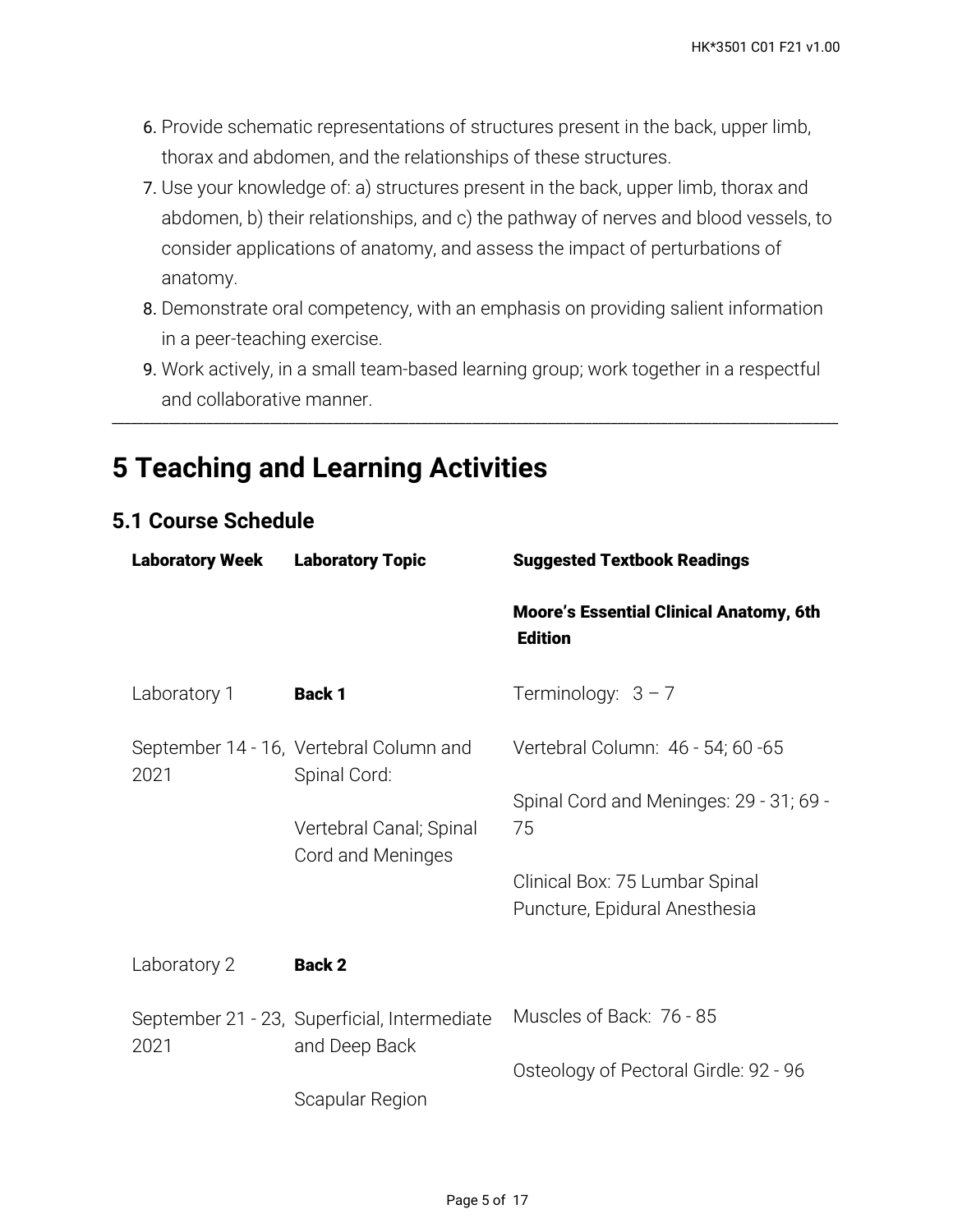6. Provide schematic representations of structures present in the back, upper limb, thorax and abdomen, and the relationships of these structures.
7. Use your knowledge of: a) structures present in the back, upper limb, thorax and abdomen, b) their relationships, and c) the pathway of nerves and blood vessels, to consider applications of anatomy, and assess the impact of perturbations of anatomy.
8. Demonstrate oral competency, with an emphasis on providing salient information in a peer-teaching exercise.
9. Work actively, in a small team-based learning group; work together in a respectful and collaborative manner.

---

# 5 Teaching and Learning Activities

## 5.1 Course Schedule

| Laboratory Week | Laboratory Topic | Suggested Textbook Readings |
| --- | --- | --- |
| | | **Moore's Essential Clinical Anatomy, 6th Edition** |
| Laboratory 1 | **Back 1** | Terminology: 3 – 7 |
| September 14 - 16, 2021 | Vertebral Column and Spinal Cord:<br><br>Vertebral Canal; Spinal Cord and Meninges | Vertebral Column: 46 - 54; 60 -65<br><br>Spinal Cord and Meninges: 29 - 31; 69 - 75<br><br>Clinical Box: 75 Lumbar Spinal Puncture, Epidural Anesthesia |
| Laboratory 2 | **Back 2** | |
| September 21 - 23, 2021 | Superficial, Intermediate and Deep Back<br><br>Scapular Region | Muscles of Back: 76 - 85<br><br>Osteology of Pectoral Girdle: 92 - 96 |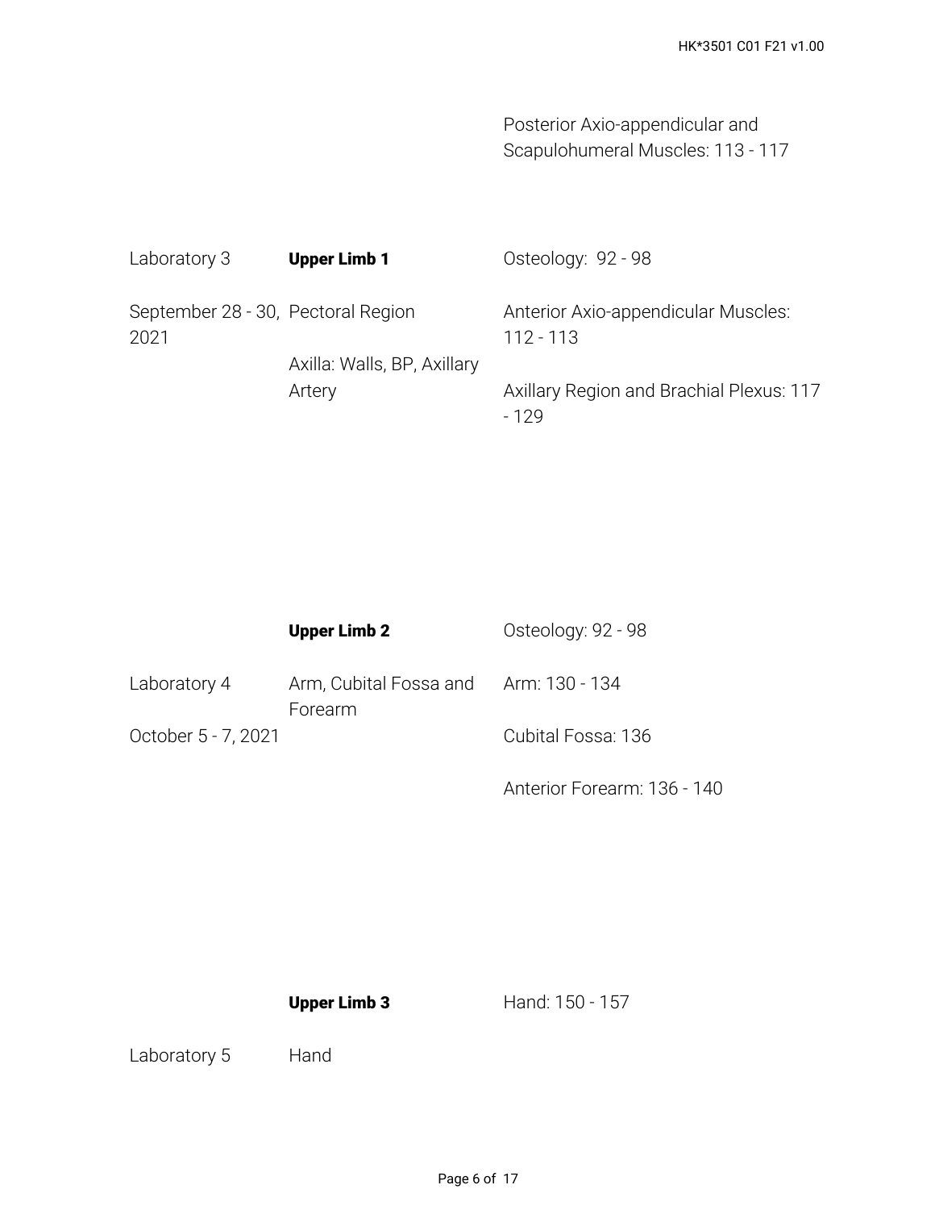| | | |
|---|---|---|
| | | Posterior Axio-appendicular and Scapulohumeral Muscles: 113 - 117 |
| Laboratory 3<br>September 28 - 30, 2021 | **Upper Limb 1**<br>Pectoral Region<br>Axilla: Walls, BP, Axillary Artery | Osteology: 92 - 98<br>Anterior Axio-appendicular Muscles: 112 - 113<br>Axillary Region and Brachial Plexus: 117 - 129 |
| Laboratory 4<br>October 5 - 7, 2021 | **Upper Limb 2**<br>Arm, Cubital Fossa and Forearm | Osteology: 92 - 98<br>Arm: 130 - 134<br>Cubital Fossa: 136<br>Anterior Forearm: 136 - 140 |
| Laboratory 5 | **Upper Limb 3**<br>Hand | Hand: 150 - 157 |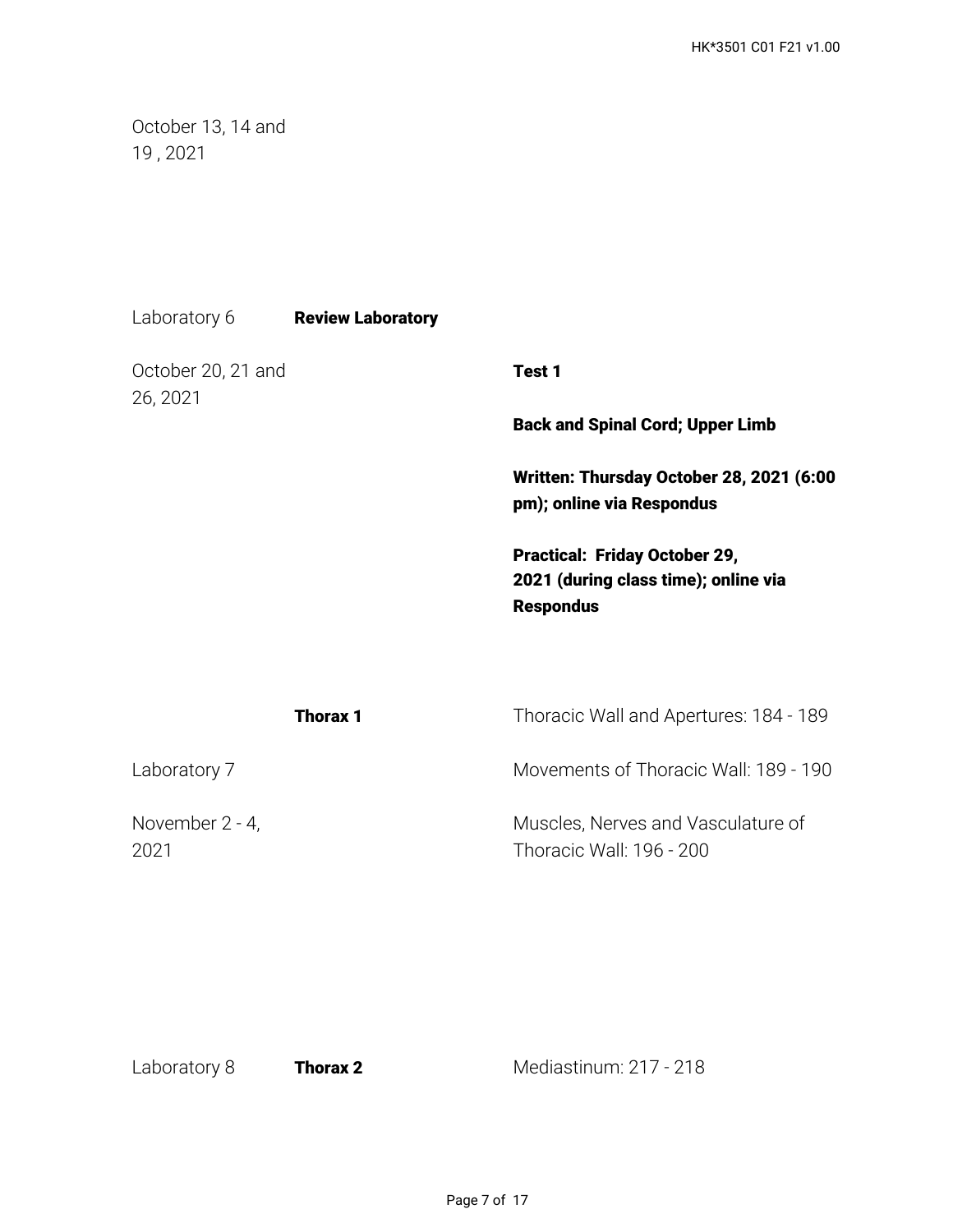| | | |
|---|---|---|
| October 13, 14 and 19 , 2021 | | |
| Laboratory 6 | **Review Laboratory** | |
| October 20, 21 and 26, 2021 | | **Test 1**<br><br>**Back and Spinal Cord; Upper Limb**<br><br>**Written: Thursday October 28, 2021 (6:00 pm); online via Respondus**<br><br>**Practical: Friday October 29, 2021 (during class time); online via Respondus** |
| | **Thorax 1** | Thoracic Wall and Apertures: 184 - 189 |
| Laboratory 7 | | Movements of Thoracic Wall: 189 - 190 |
| November 2 - 4, 2021 | | Muscles, Nerves and Vasculature of Thoracic Wall: 196 - 200 |
| Laboratory 8 | **Thorax 2** | Mediastinum: 217 - 218 |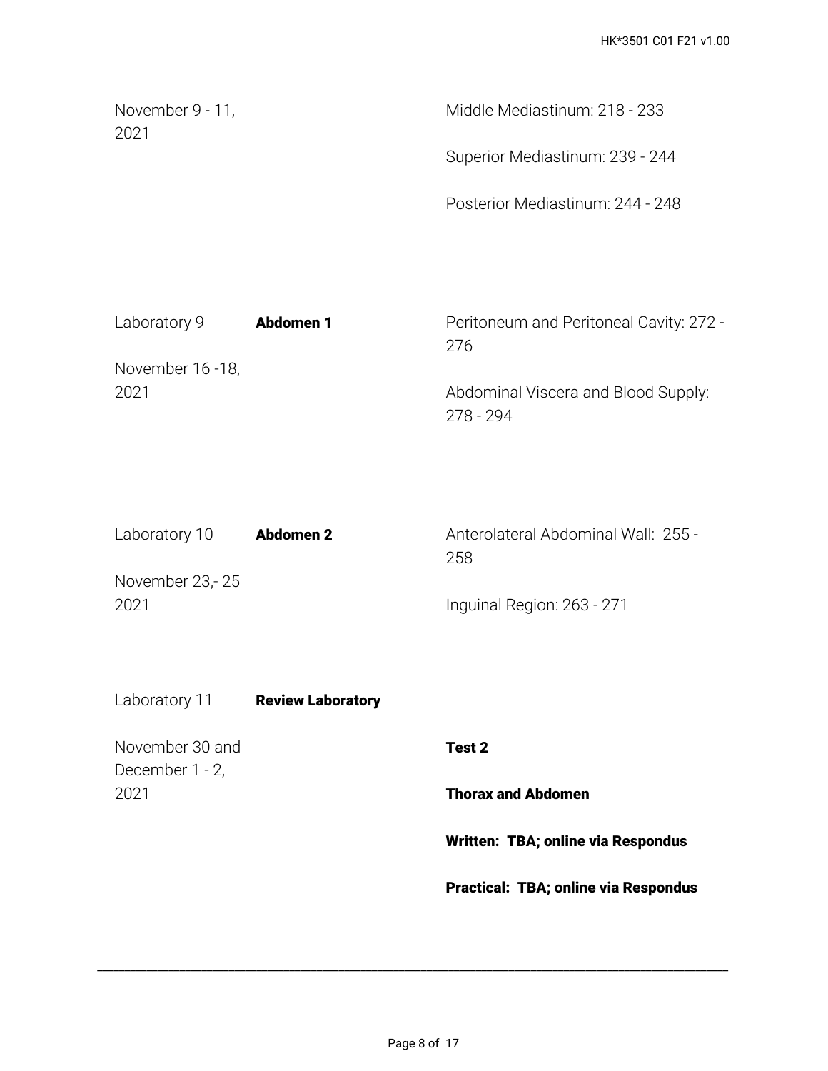| | | |
|---|---|---|
| November 9 - 11, 2021 | | Middle Mediastinum: 218 - 233<br><br>Superior Mediastinum: 239 - 244<br><br>Posterior Mediastinum: 244 - 248 |
| Laboratory 9<br><br>November 16 -18, 2021 | **Abdomen 1** | Peritoneum and Peritoneal Cavity: 272 - 276<br><br>Abdominal Viscera and Blood Supply: 278 - 294 |
| Laboratory 10<br><br>November 23,- 25 2021 | **Abdomen 2** | Anterolateral Abdominal Wall: 255 - 258<br><br>Inguinal Region: 263 - 271 |
| Laboratory 11<br><br>November 30 and December 1 - 2, 2021 | **Review Laboratory** | **Test 2**<br><br>**Thorax and Abdomen**<br><br>**Written: TBA; online via Respondus**<br><br>**Practical: TBA; online via Respondus** |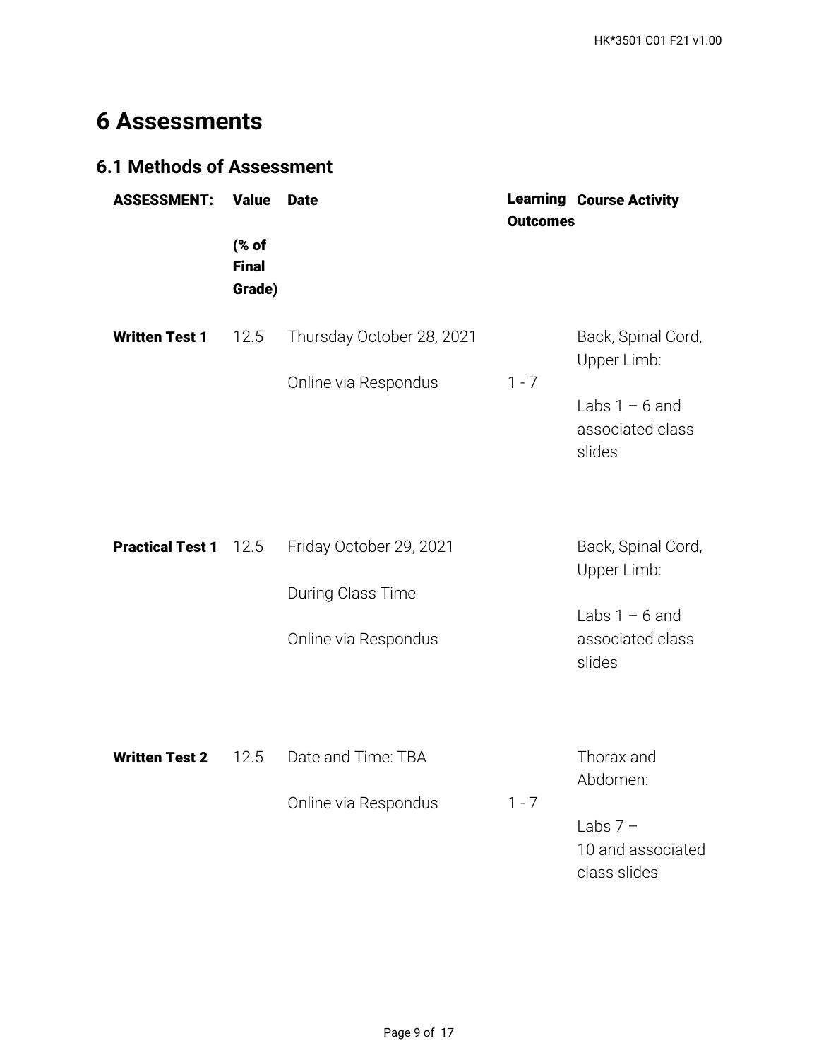# 6 Assessments

## 6.1 Methods of Assessment

| ASSESSMENT: | Value (% of Final Grade) | Date | Learning Outcomes | Course Activity |
|---|---|---|---|---|
| **Written Test 1** | 12.5 | Thursday October 28, 2021<br><br>Online via Respondus | 1 - 7 | Back, Spinal Cord, Upper Limb:<br><br>Labs 1 – 6 and associated class slides |
| **Practical Test 1** | 12.5 | Friday October 29, 2021<br><br>During Class Time<br><br>Online via Respondus | | Back, Spinal Cord, Upper Limb:<br><br>Labs 1 – 6 and associated class slides |
| **Written Test 2** | 12.5 | Date and Time: TBA<br><br>Online via Respondus | 1 - 7 | Thorax and Abdomen:<br><br>Labs 7 – 10 and associated class slides |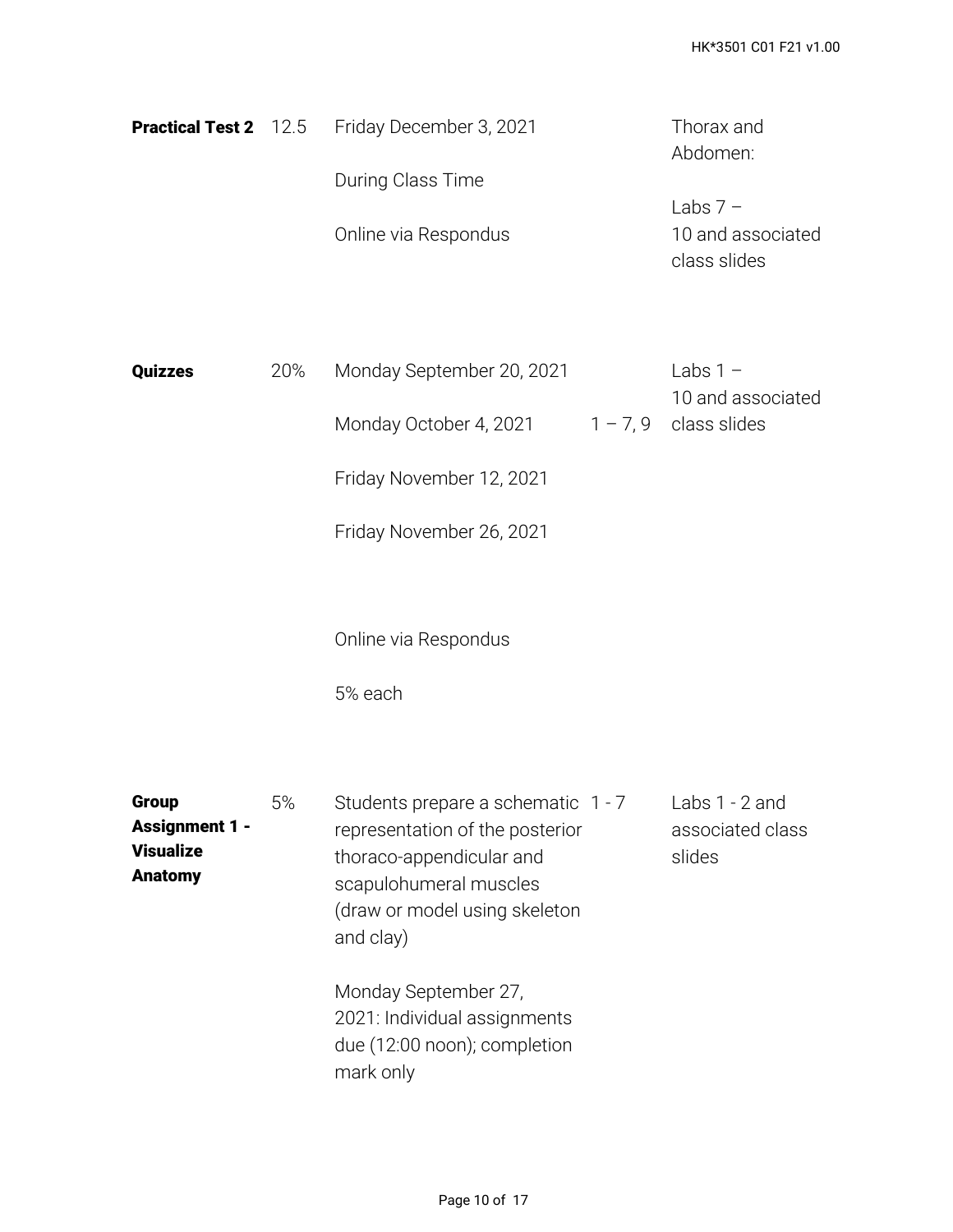| | | | | |
|---|---|---|---|---|
| **Practical Test 2** | 12.5 | Friday December 3, 2021<br><br>During Class Time<br><br>Online via Respondus | | Thorax and Abdomen:<br><br>Labs 7 – 10 and associated class slides |
| **Quizzes** | 20% | Monday September 20, 2021<br><br>Monday October 4, 2021<br><br>Friday November 12, 2021<br><br>Friday November 26, 2021<br><br>Online via Respondus<br><br>5% each | 1 – 7, 9 | Labs 1 – 10 and associated class slides |
| **Group Assignment 1 - Visualize Anatomy** | 5% | Students prepare a schematic representation of the posterior thoraco-appendicular and scapulohumeral muscles (draw or model using skeleton and clay)<br><br>Monday September 27, 2021: Individual assignments due (12:00 noon); completion mark only | 1 - 7 | Labs 1 - 2 and associated class slides |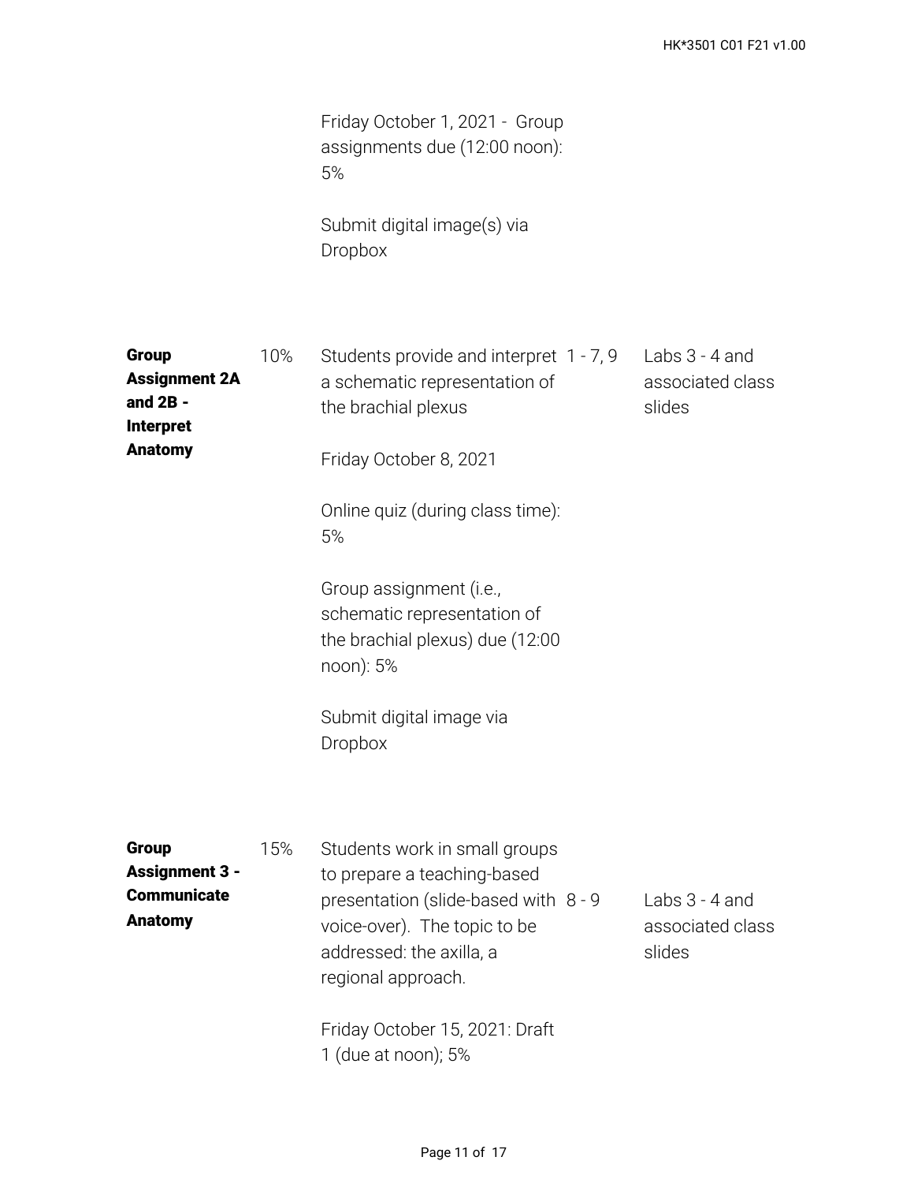| | | | | |
|---|---|---|---|---|
| | | Friday October 1, 2021 - Group assignments due (12:00 noon): 5%<br><br>Submit digital image(s) via Dropbox | | |
| **Group Assignment 2A and 2B - Interpret Anatomy** | 10% | Students provide and interpret a schematic representation of the brachial plexus<br><br>Friday October 8, 2021<br><br>Online quiz (during class time): 5%<br><br>Group assignment (i.e., schematic representation of the brachial plexus) due (12:00 noon): 5%<br><br>Submit digital image via Dropbox | 1 - 7, 9 | Labs 3 - 4 and associated class slides |
| **Group Assignment 3 - Communicate Anatomy** | 15% | Students work in small groups to prepare a teaching-based presentation (slide-based with voice-over). The topic to be addressed: the axilla, a regional approach.<br><br>Friday October 15, 2021: Draft 1 (due at noon); 5% | 8 - 9 | Labs 3 - 4 and associated class slides |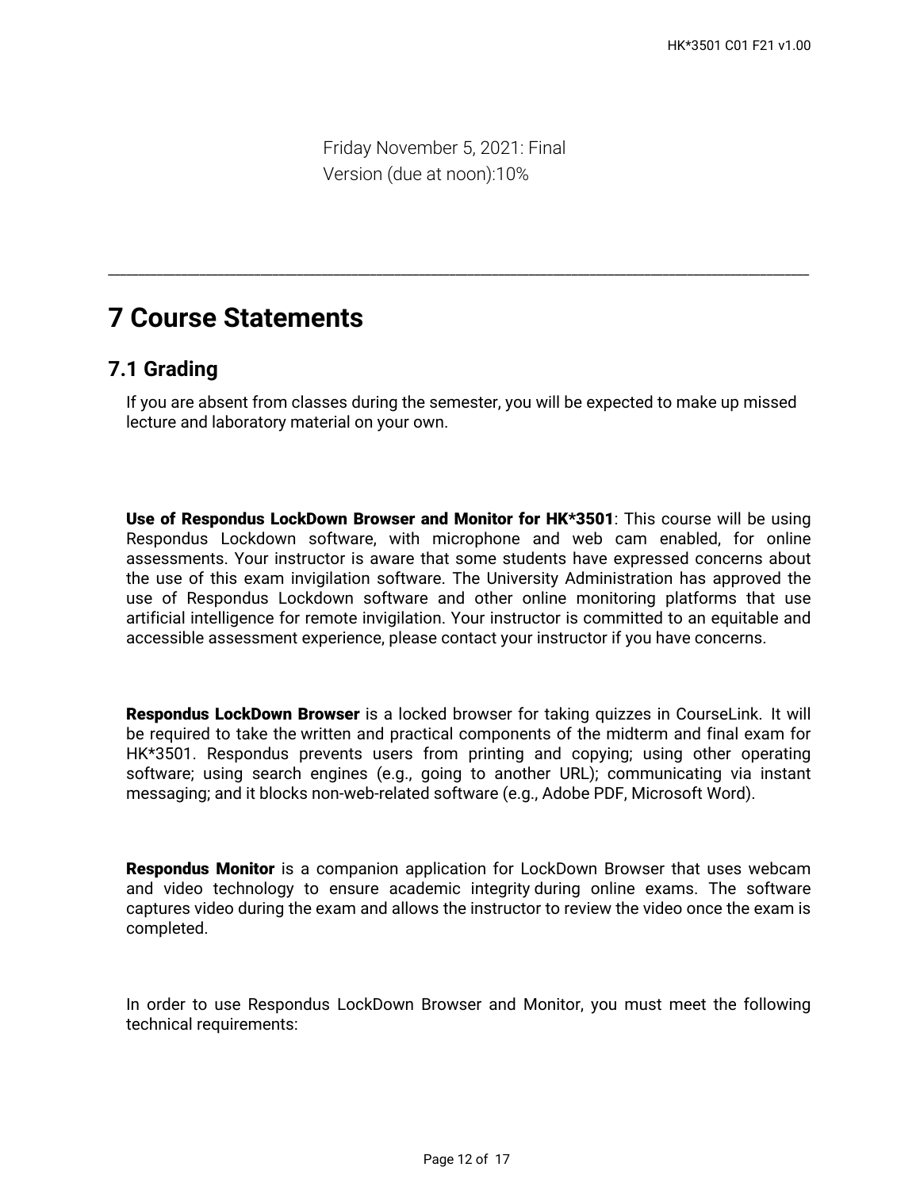Friday November 5, 2021: Final Version (due at noon):10%

---

# 7 Course Statements

## 7.1 Grading

If you are absent from classes during the semester, you will be expected to make up missed lecture and laboratory material on your own.

**Use of Respondus LockDown Browser and Monitor for HK*3501**: This course will be using Respondus Lockdown software, with microphone and web cam enabled, for online assessments. Your instructor is aware that some students have expressed concerns about the use of this exam invigilation software. The University Administration has approved the use of Respondus Lockdown software and other online monitoring platforms that use artificial intelligence for remote invigilation. Your instructor is committed to an equitable and accessible assessment experience, please contact your instructor if you have concerns.

**Respondus LockDown Browser** is a locked browser for taking quizzes in CourseLink. It will be required to take the written and practical components of the midterm and final exam for HK*3501. Respondus prevents users from printing and copying; using other operating software; using search engines (e.g., going to another URL); communicating via instant messaging; and it blocks non-web-related software (e.g., Adobe PDF, Microsoft Word).

**Respondus Monitor** is a companion application for LockDown Browser that uses webcam and video technology to ensure academic integrity during online exams. The software captures video during the exam and allows the instructor to review the video once the exam is completed.

In order to use Respondus LockDown Browser and Monitor, you must meet the following technical requirements: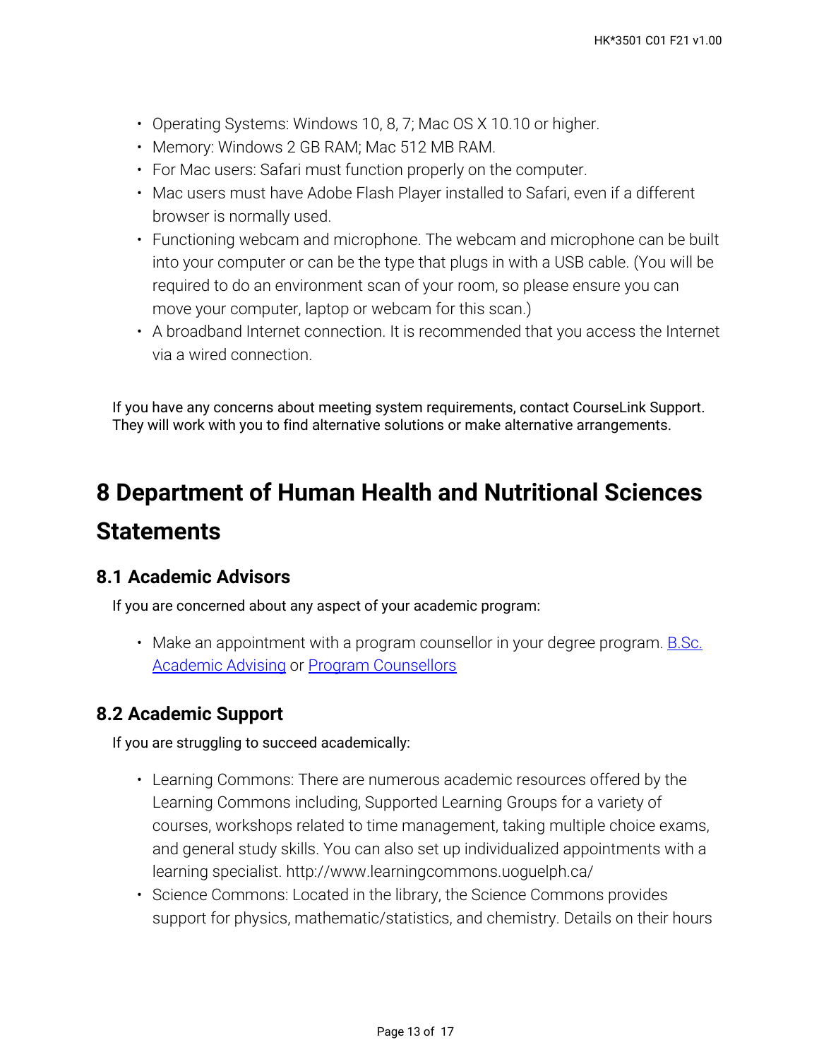- Operating Systems: Windows 10, 8, 7; Mac OS X 10.10 or higher.
- Memory: Windows 2 GB RAM; Mac 512 MB RAM.
- For Mac users: Safari must function properly on the computer.
- Mac users must have Adobe Flash Player installed to Safari, even if a different browser is normally used.
- Functioning webcam and microphone. The webcam and microphone can be built into your computer or can be the type that plugs in with a USB cable. (You will be required to do an environment scan of your room, so please ensure you can move your computer, laptop or webcam for this scan.)
- A broadband Internet connection. It is recommended that you access the Internet via a wired connection.

If you have any concerns about meeting system requirements, contact CourseLink Support. They will work with you to find alternative solutions or make alternative arrangements.

# 8 Department of Human Health and Nutritional Sciences Statements

## 8.1 Academic Advisors

If you are concerned about any aspect of your academic program:

- Make an appointment with a program counsellor in your degree program. B.Sc. Academic Advising or Program Counsellors

## 8.2 Academic Support

If you are struggling to succeed academically:

- Learning Commons: There are numerous academic resources offered by the Learning Commons including, Supported Learning Groups for a variety of courses, workshops related to time management, taking multiple choice exams, and general study skills. You can also set up individualized appointments with a learning specialist. http://www.learningcommons.uoguelph.ca/
- Science Commons: Located in the library, the Science Commons provides support for physics, mathematic/statistics, and chemistry. Details on their hours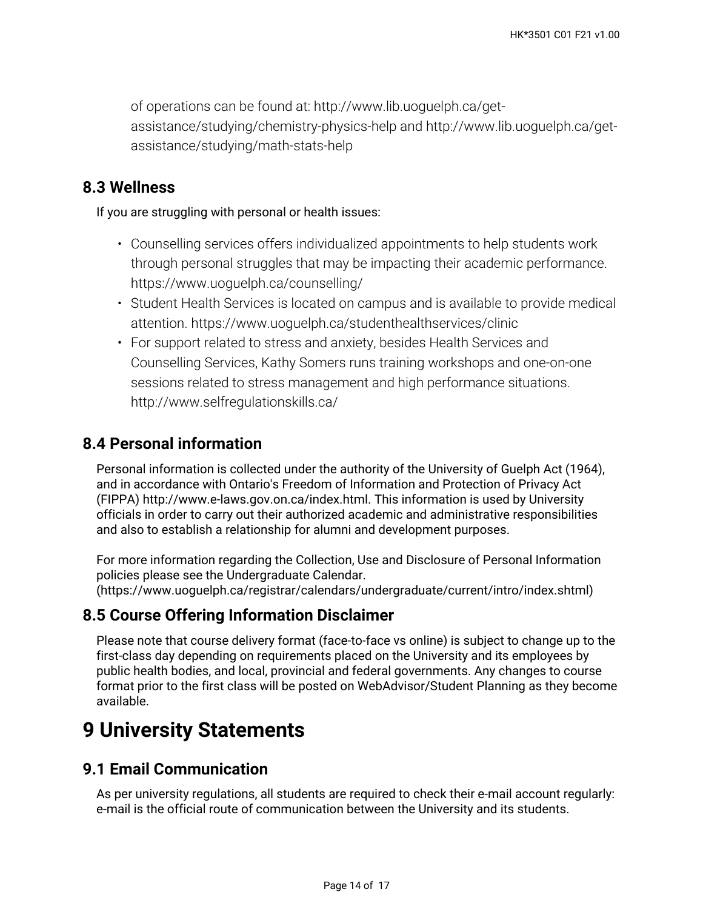of operations can be found at: http://www.lib.uoguelph.ca/get-assistance/studying/chemistry-physics-help and http://www.lib.uoguelph.ca/get-assistance/studying/math-stats-help

## 8.3 Wellness

If you are struggling with personal or health issues:

- Counselling services offers individualized appointments to help students work through personal struggles that may be impacting their academic performance. https://www.uoguelph.ca/counselling/
- Student Health Services is located on campus and is available to provide medical attention. https://www.uoguelph.ca/studenthealthservices/clinic
- For support related to stress and anxiety, besides Health Services and Counselling Services, Kathy Somers runs training workshops and one-on-one sessions related to stress management and high performance situations. http://www.selfregulationskills.ca/

## 8.4 Personal information

Personal information is collected under the authority of the University of Guelph Act (1964), and in accordance with Ontario's Freedom of Information and Protection of Privacy Act (FIPPA) http://www.e-laws.gov.on.ca/index.html. This information is used by University officials in order to carry out their authorized academic and administrative responsibilities and also to establish a relationship for alumni and development purposes.

For more information regarding the Collection, Use and Disclosure of Personal Information policies please see the Undergraduate Calendar. (https://www.uoguelph.ca/registrar/calendars/undergraduate/current/intro/index.shtml)

## 8.5 Course Offering Information Disclaimer

Please note that course delivery format (face-to-face vs online) is subject to change up to the first-class day depending on requirements placed on the University and its employees by public health bodies, and local, provincial and federal governments. Any changes to course format prior to the first class will be posted on WebAdvisor/Student Planning as they become available.

# 9 University Statements

## 9.1 Email Communication

As per university regulations, all students are required to check their e-mail account regularly: e-mail is the official route of communication between the University and its students.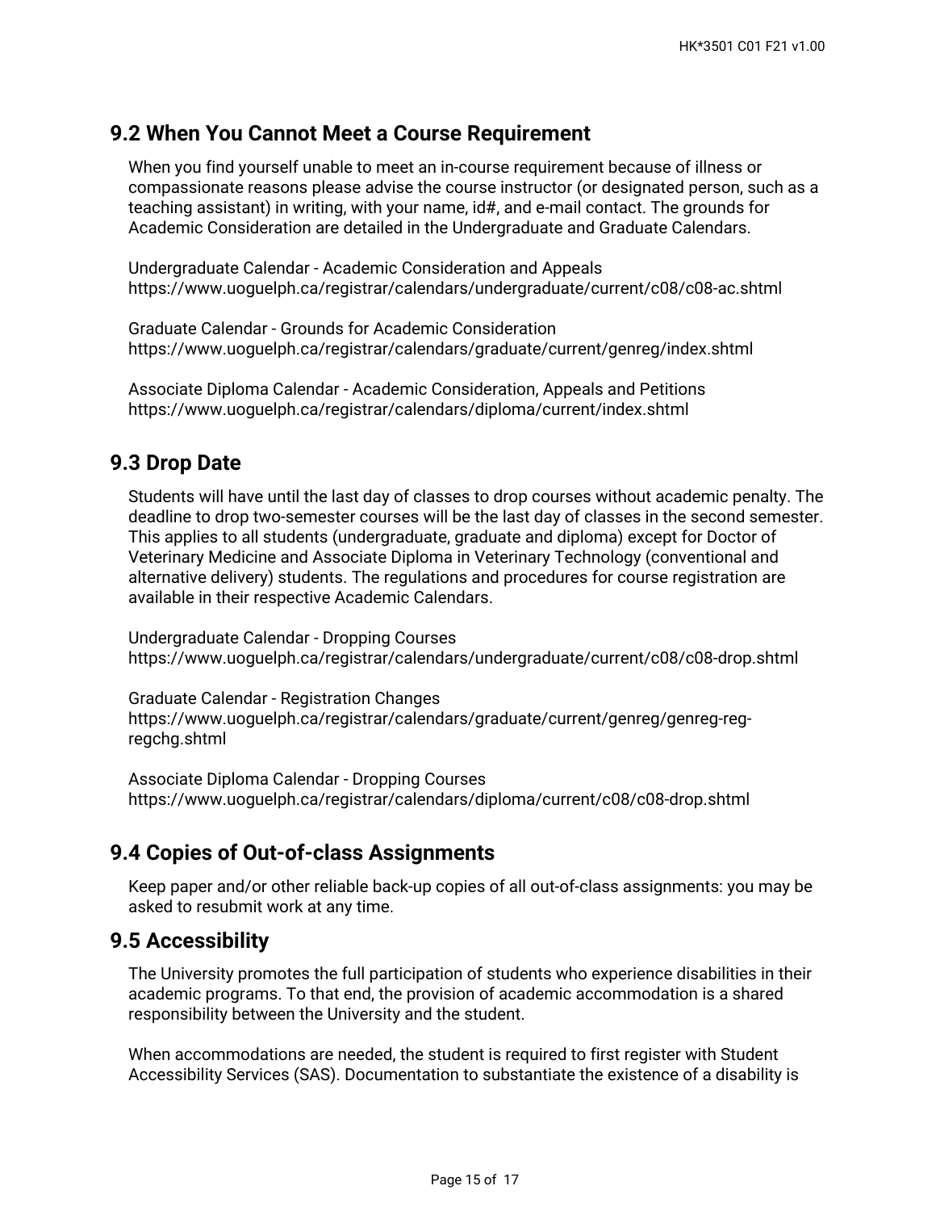## 9.2 When You Cannot Meet a Course Requirement

When you find yourself unable to meet an in-course requirement because of illness or compassionate reasons please advise the course instructor (or designated person, such as a teaching assistant) in writing, with your name, id#, and e-mail contact. The grounds for Academic Consideration are detailed in the Undergraduate and Graduate Calendars.

Undergraduate Calendar - Academic Consideration and Appeals
https://www.uoguelph.ca/registrar/calendars/undergraduate/current/c08/c08-ac.shtml

Graduate Calendar - Grounds for Academic Consideration
https://www.uoguelph.ca/registrar/calendars/graduate/current/genreg/index.shtml

Associate Diploma Calendar - Academic Consideration, Appeals and Petitions
https://www.uoguelph.ca/registrar/calendars/diploma/current/index.shtml

## 9.3 Drop Date

Students will have until the last day of classes to drop courses without academic penalty. The deadline to drop two-semester courses will be the last day of classes in the second semester. This applies to all students (undergraduate, graduate and diploma) except for Doctor of Veterinary Medicine and Associate Diploma in Veterinary Technology (conventional and alternative delivery) students. The regulations and procedures for course registration are available in their respective Academic Calendars.

Undergraduate Calendar - Dropping Courses
https://www.uoguelph.ca/registrar/calendars/undergraduate/current/c08/c08-drop.shtml

Graduate Calendar - Registration Changes
https://www.uoguelph.ca/registrar/calendars/graduate/current/genreg/genreg-reg-regchg.shtml

Associate Diploma Calendar - Dropping Courses
https://www.uoguelph.ca/registrar/calendars/diploma/current/c08/c08-drop.shtml

## 9.4 Copies of Out-of-class Assignments

Keep paper and/or other reliable back-up copies of all out-of-class assignments: you may be asked to resubmit work at any time.

## 9.5 Accessibility

The University promotes the full participation of students who experience disabilities in their academic programs. To that end, the provision of academic accommodation is a shared responsibility between the University and the student.

When accommodations are needed, the student is required to first register with Student Accessibility Services (SAS). Documentation to substantiate the existence of a disability is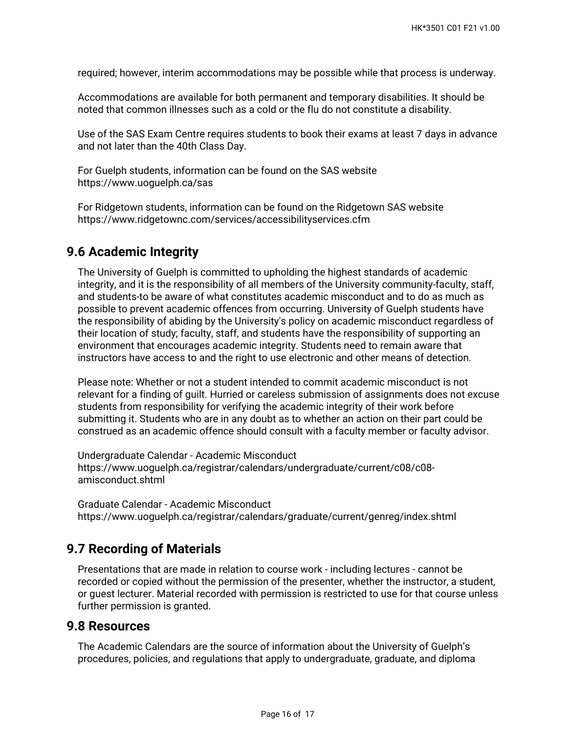required; however, interim accommodations may be possible while that process is underway.

Accommodations are available for both permanent and temporary disabilities. It should be noted that common illnesses such as a cold or the flu do not constitute a disability.

Use of the SAS Exam Centre requires students to book their exams at least 7 days in advance and not later than the 40th Class Day.

For Guelph students, information can be found on the SAS website https://www.uoguelph.ca/sas

For Ridgetown students, information can be found on the Ridgetown SAS website https://www.ridgetownc.com/services/accessibilityservices.cfm

## 9.6 Academic Integrity

The University of Guelph is committed to upholding the highest standards of academic integrity, and it is the responsibility of all members of the University community-faculty, staff, and students-to be aware of what constitutes academic misconduct and to do as much as possible to prevent academic offences from occurring. University of Guelph students have the responsibility of abiding by the University's policy on academic misconduct regardless of their location of study; faculty, staff, and students have the responsibility of supporting an environment that encourages academic integrity. Students need to remain aware that instructors have access to and the right to use electronic and other means of detection.

Please note: Whether or not a student intended to commit academic misconduct is not relevant for a finding of guilt. Hurried or careless submission of assignments does not excuse students from responsibility for verifying the academic integrity of their work before submitting it. Students who are in any doubt as to whether an action on their part could be construed as an academic offence should consult with a faculty member or faculty advisor.

Undergraduate Calendar - Academic Misconduct
https://www.uoguelph.ca/registrar/calendars/undergraduate/current/c08/c08-amisconduct.shtml

Graduate Calendar - Academic Misconduct
https://www.uoguelph.ca/registrar/calendars/graduate/current/genreg/index.shtml

## 9.7 Recording of Materials

Presentations that are made in relation to course work - including lectures - cannot be recorded or copied without the permission of the presenter, whether the instructor, a student, or guest lecturer. Material recorded with permission is restricted to use for that course unless further permission is granted.

## 9.8 Resources

The Academic Calendars are the source of information about the University of Guelph's procedures, policies, and regulations that apply to undergraduate, graduate, and diploma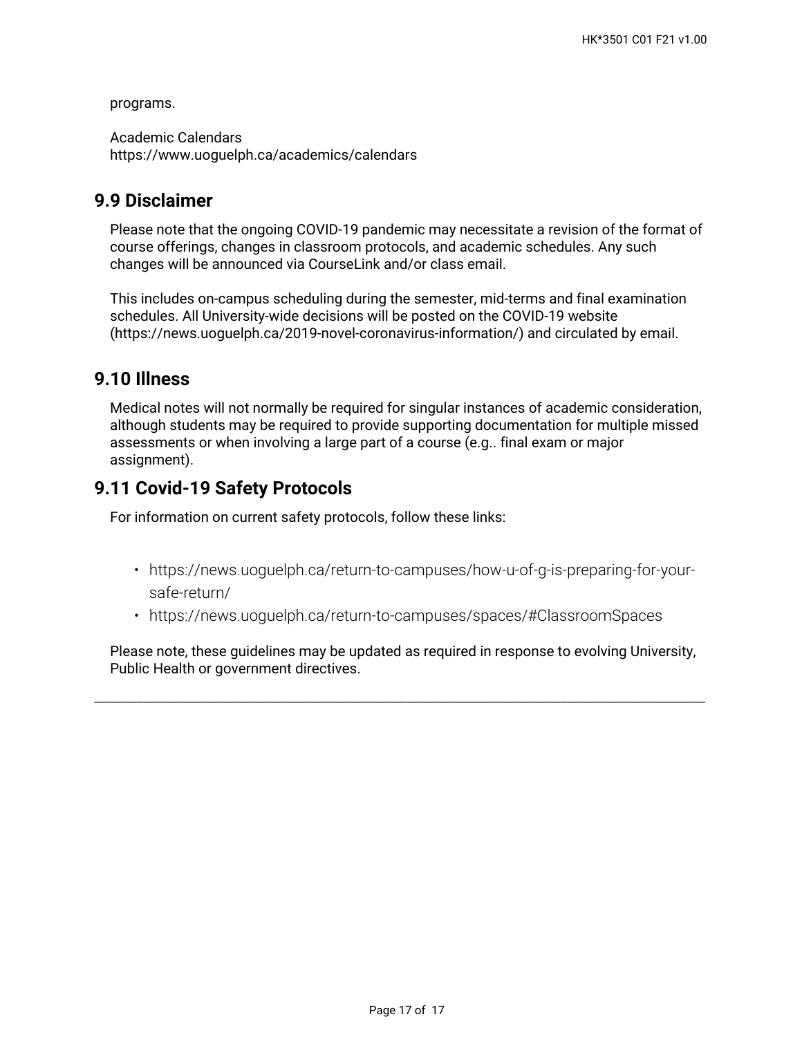programs.

Academic Calendars
https://www.uoguelph.ca/academics/calendars

## 9.9 Disclaimer

Please note that the ongoing COVID-19 pandemic may necessitate a revision of the format of course offerings, changes in classroom protocols, and academic schedules. Any such changes will be announced via CourseLink and/or class email.

This includes on-campus scheduling during the semester, mid-terms and final examination schedules. All University-wide decisions will be posted on the COVID-19 website (https://news.uoguelph.ca/2019-novel-coronavirus-information/) and circulated by email.

## 9.10 Illness

Medical notes will not normally be required for singular instances of academic consideration, although students may be required to provide supporting documentation for multiple missed assessments or when involving a large part of a course (e.g.. final exam or major assignment).

## 9.11 Covid-19 Safety Protocols

For information on current safety protocols, follow these links:

- https://news.uoguelph.ca/return-to-campuses/how-u-of-g-is-preparing-for-your-safe-return/
- https://news.uoguelph.ca/return-to-campuses/spaces/#ClassroomSpaces

Please note, these guidelines may be updated as required in response to evolving University, Public Health or government directives.

---